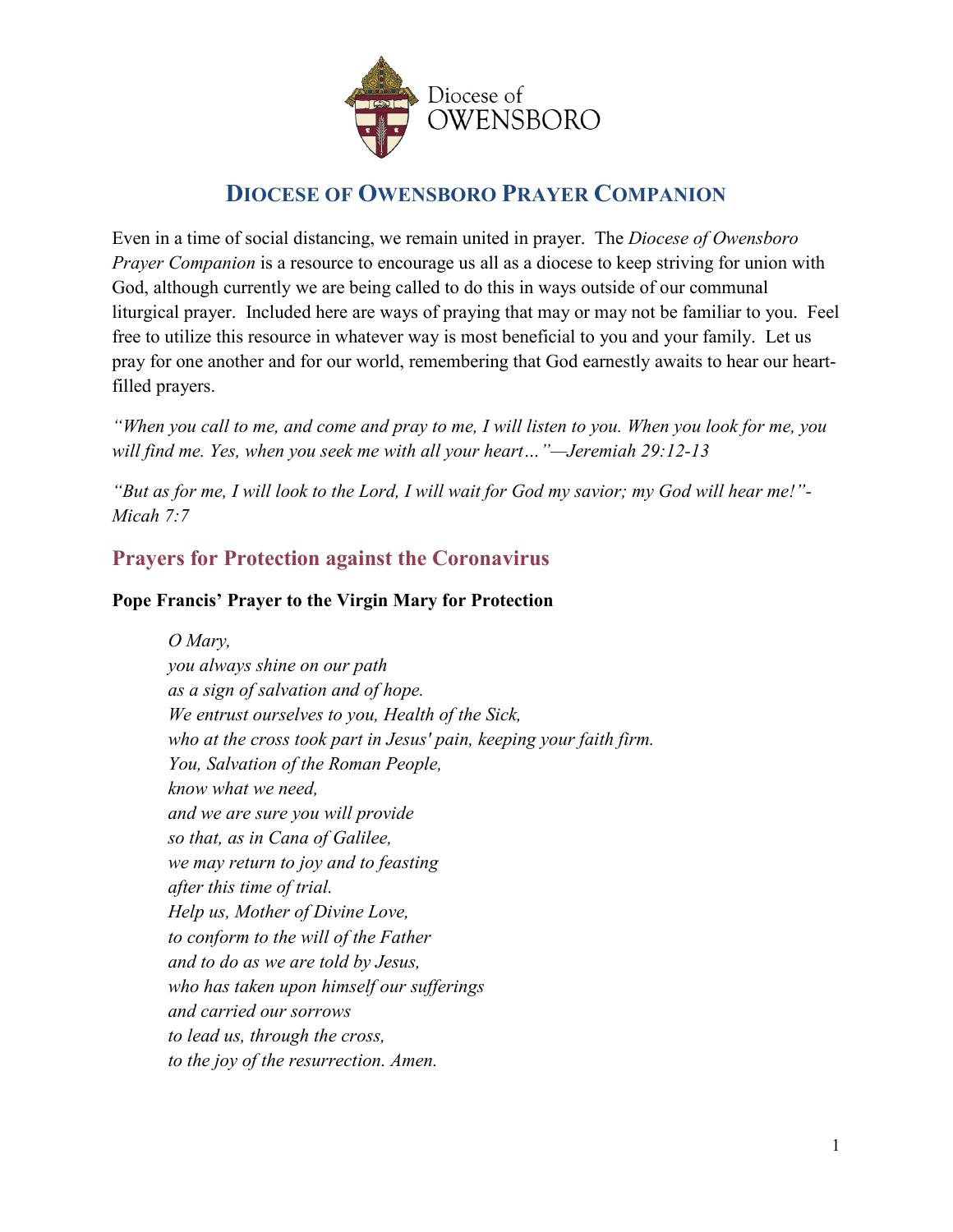Diocese of OWENSBORO

# DIOCESE OF OWENSBORO PRAYER COMPANION

Even in a time of social distancing, we remain united in prayer. The *Diocese of Owensboro Prayer Companion* is a resource to encourage us all as a diocese to keep striving for union with God, although currently we are being called to do this in ways outside of our communal liturgical prayer. Included here are ways of praying that may or may not be familiar to you. Feel free to utilize this resource in whatever way is most beneficial to you and your family. Let us pray for one another and for our world, remembering that God earnestly awaits to hear our heart-filled prayers.

*"When you call to me, and come and pray to me, I will listen to you. When you look for me, you will find me. Yes, when you seek me with all your heart…"—Jeremiah 29:12-13*

*"But as for me, I will look to the Lord, I will wait for God my savior; my God will hear me!"- Micah 7:7*

## Prayers for Protection against the Coronavirus

### Pope Francis' Prayer to the Virgin Mary for Protection

*O Mary,*
*you always shine on our path*
*as a sign of salvation and of hope.*
*We entrust ourselves to you, Health of the Sick,*
*who at the cross took part in Jesus' pain, keeping your faith firm.*
*You, Salvation of the Roman People,*
*know what we need,*
*and we are sure you will provide*
*so that, as in Cana of Galilee,*
*we may return to joy and to feasting*
*after this time of trial.*
*Help us, Mother of Divine Love,*
*to conform to the will of the Father*
*and to do as we are told by Jesus,*
*who has taken upon himself our sufferings*
*and carried our sorrows*
*to lead us, through the cross,*
*to the joy of the resurrection. Amen.*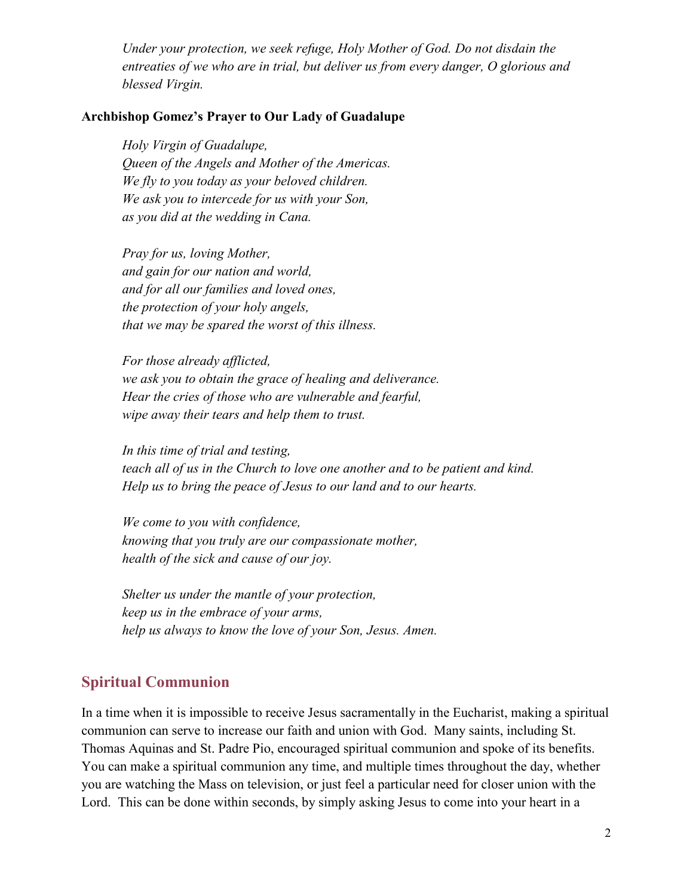*Under your protection, we seek refuge, Holy Mother of God. Do not disdain the entreaties of we who are in trial, but deliver us from every danger, O glorious and blessed Virgin.*

**Archbishop Gomez's Prayer to Our Lady of Guadalupe**

*Holy Virgin of Guadalupe,*
*Queen of the Angels and Mother of the Americas.*
*We fly to you today as your beloved children.*
*We ask you to intercede for us with your Son,*
*as you did at the wedding in Cana.*

*Pray for us, loving Mother,*
*and gain for our nation and world,*
*and for all our families and loved ones,*
*the protection of your holy angels,*
*that we may be spared the worst of this illness.*

*For those already afflicted,*
*we ask you to obtain the grace of healing and deliverance.*
*Hear the cries of those who are vulnerable and fearful,*
*wipe away their tears and help them to trust.*

*In this time of trial and testing,*
*teach all of us in the Church to love one another and to be patient and kind.*
*Help us to bring the peace of Jesus to our land and to our hearts.*

*We come to you with confidence,*
*knowing that you truly are our compassionate mother,*
*health of the sick and cause of our joy.*

*Shelter us under the mantle of your protection,*
*keep us in the embrace of your arms,*
*help us always to know the love of your Son, Jesus. Amen.*

## Spiritual Communion

In a time when it is impossible to receive Jesus sacramentally in the Eucharist, making a spiritual communion can serve to increase our faith and union with God. Many saints, including St. Thomas Aquinas and St. Padre Pio, encouraged spiritual communion and spoke of its benefits. You can make a spiritual communion any time, and multiple times throughout the day, whether you are watching the Mass on television, or just feel a particular need for closer union with the Lord. This can be done within seconds, by simply asking Jesus to come into your heart in a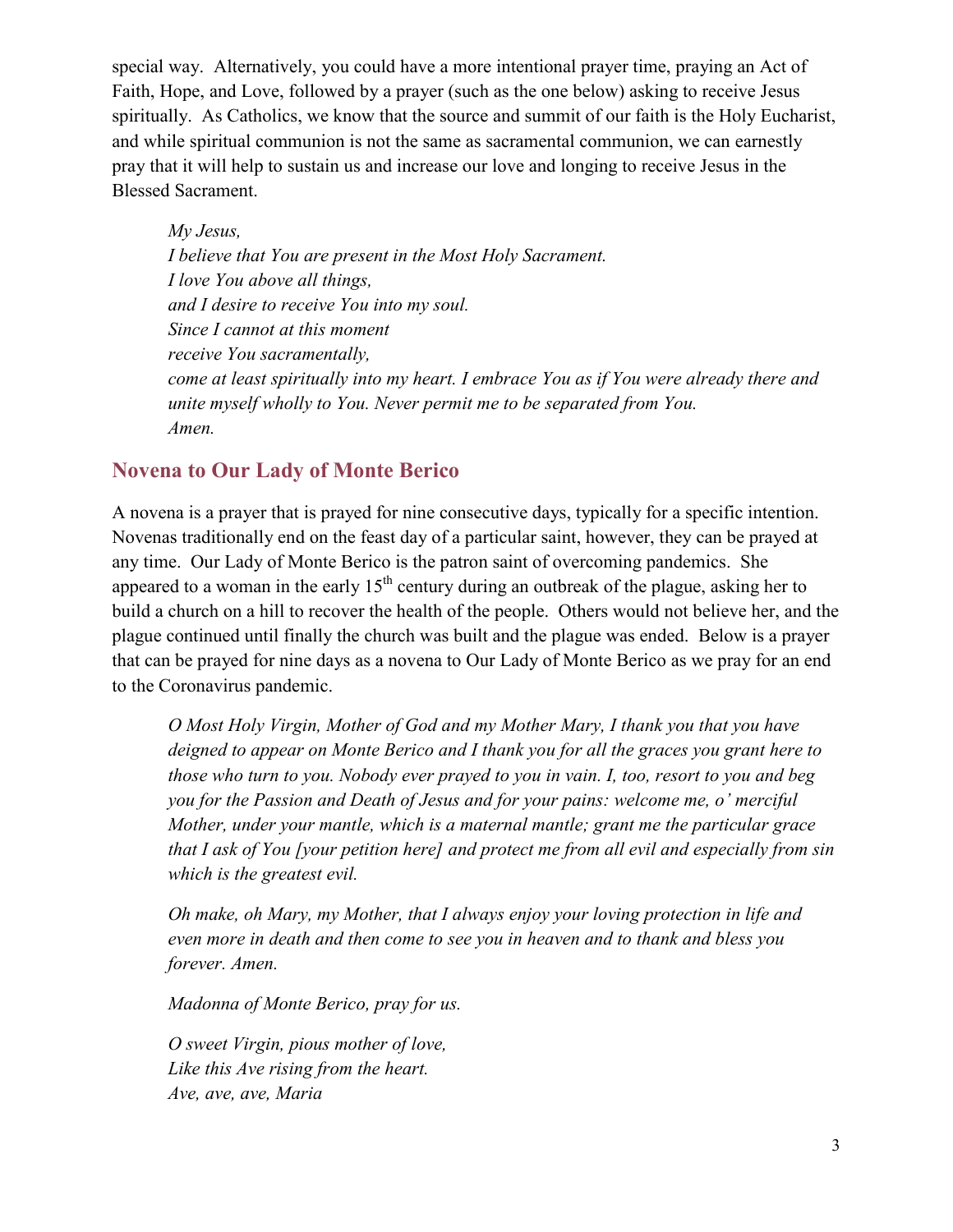special way. Alternatively, you could have a more intentional prayer time, praying an Act of Faith, Hope, and Love, followed by a prayer (such as the one below) asking to receive Jesus spiritually. As Catholics, we know that the source and summit of our faith is the Holy Eucharist, and while spiritual communion is not the same as sacramental communion, we can earnestly pray that it will help to sustain us and increase our love and longing to receive Jesus in the Blessed Sacrament.

> *My Jesus,*
> *I believe that You are present in the Most Holy Sacrament.*
> *I love You above all things,*
> *and I desire to receive You into my soul.*
> *Since I cannot at this moment*
> *receive You sacramentally,*
> *come at least spiritually into my heart. I embrace You as if You were already there and unite myself wholly to You. Never permit me to be separated from You.*
> *Amen.*

## Novena to Our Lady of Monte Berico

A novena is a prayer that is prayed for nine consecutive days, typically for a specific intention. Novenas traditionally end on the feast day of a particular saint, however, they can be prayed at any time. Our Lady of Monte Berico is the patron saint of overcoming pandemics. She appeared to a woman in the early 15th century during an outbreak of the plague, asking her to build a church on a hill to recover the health of the people. Others would not believe her, and the plague continued until finally the church was built and the plague was ended. Below is a prayer that can be prayed for nine days as a novena to Our Lady of Monte Berico as we pray for an end to the Coronavirus pandemic.

> *O Most Holy Virgin, Mother of God and my Mother Mary, I thank you that you have deigned to appear on Monte Berico and I thank you for all the graces you grant here to those who turn to you. Nobody ever prayed to you in vain. I, too, resort to you and beg you for the Passion and Death of Jesus and for your pains: welcome me, o' merciful Mother, under your mantle, which is a maternal mantle; grant me the particular grace that I ask of You [your petition here] and protect me from all evil and especially from sin which is the greatest evil.*
>
> *Oh make, oh Mary, my Mother, that I always enjoy your loving protection in life and even more in death and then come to see you in heaven and to thank and bless you forever. Amen.*
>
> *Madonna of Monte Berico, pray for us.*
>
> *O sweet Virgin, pious mother of love,*
> *Like this Ave rising from the heart.*
> *Ave, ave, ave, Maria*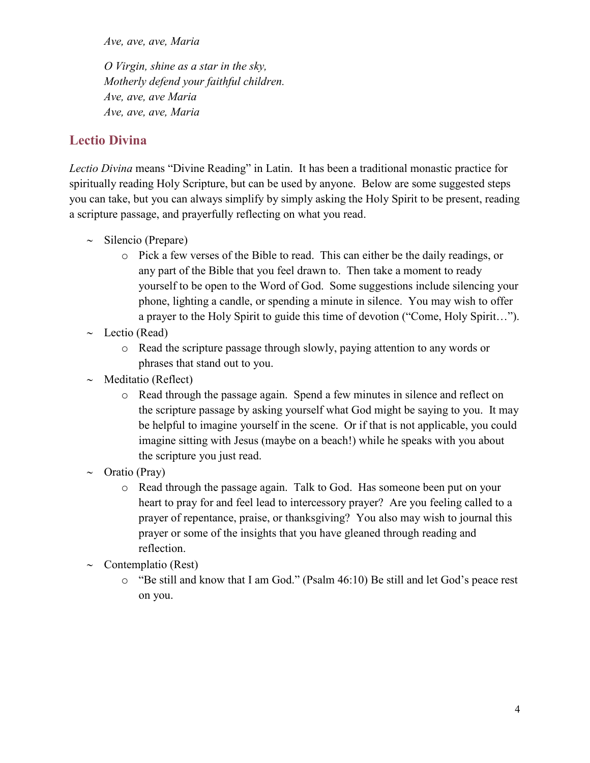*Ave, ave, ave, Maria*

*O Virgin, shine as a star in the sky,*
*Motherly defend your faithful children.*
*Ave, ave, ave Maria*
*Ave, ave, ave, Maria*

## Lectio Divina

*Lectio Divina* means "Divine Reading" in Latin. It has been a traditional monastic practice for spiritually reading Holy Scripture, but can be used by anyone. Below are some suggested steps you can take, but you can always simplify by simply asking the Holy Spirit to be present, reading a scripture passage, and prayerfully reflecting on what you read.

- Silencio (Prepare)
  - Pick a few verses of the Bible to read. This can either be the daily readings, or any part of the Bible that you feel drawn to. Then take a moment to ready yourself to be open to the Word of God. Some suggestions include silencing your phone, lighting a candle, or spending a minute in silence. You may wish to offer a prayer to the Holy Spirit to guide this time of devotion ("Come, Holy Spirit…").
- Lectio (Read)
  - Read the scripture passage through slowly, paying attention to any words or phrases that stand out to you.
- Meditatio (Reflect)
  - Read through the passage again. Spend a few minutes in silence and reflect on the scripture passage by asking yourself what God might be saying to you. It may be helpful to imagine yourself in the scene. Or if that is not applicable, you could imagine sitting with Jesus (maybe on a beach!) while he speaks with you about the scripture you just read.
- Oratio (Pray)
  - Read through the passage again. Talk to God. Has someone been put on your heart to pray for and feel lead to intercessory prayer? Are you feeling called to a prayer of repentance, praise, or thanksgiving? You also may wish to journal this prayer or some of the insights that you have gleaned through reading and reflection.
- Contemplatio (Rest)
  - "Be still and know that I am God." (Psalm 46:10) Be still and let God's peace rest on you.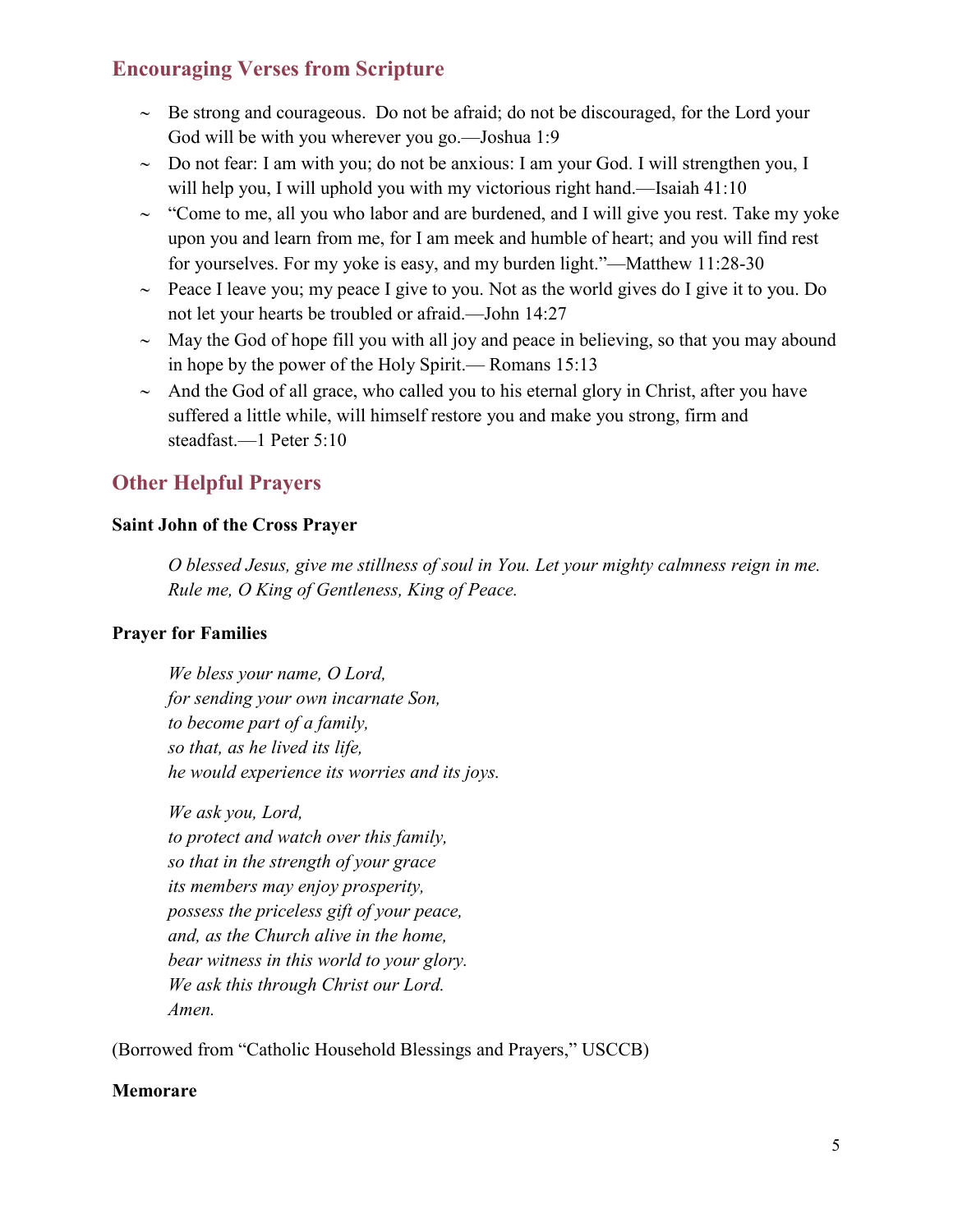## Encoding Verses from Scripture

## Encouraging Verses from Scripture

- Be strong and courageous. Do not be afraid; do not be discouraged, for the Lord your God will be with you wherever you go.—Joshua 1:9
- Do not fear: I am with you; do not be anxious: I am your God. I will strengthen you, I will help you, I will uphold you with my victorious right hand.—Isaiah 41:10
- "Come to me, all you who labor and are burdened, and I will give you rest. Take my yoke upon you and learn from me, for I am meek and humble of heart; and you will find rest for yourselves. For my yoke is easy, and my burden light."—Matthew 11:28-30
- Peace I leave you; my peace I give to you. Not as the world gives do I give it to you. Do not let your hearts be troubled or afraid.—John 14:27
- May the God of hope fill you with all joy and peace in believing, so that you may abound in hope by the power of the Holy Spirit.— Romans 15:13
- And the God of all grace, who called you to his eternal glory in Christ, after you have suffered a little while, will himself restore you and make you strong, firm and steadfast.—1 Peter 5:10

## Other Helpful Prayers

**Saint John of the Cross Prayer**

*O blessed Jesus, give me stillness of soul in You. Let your mighty calmness reign in me. Rule me, O King of Gentleness, King of Peace.*

**Prayer for Families**

*We bless your name, O Lord,*
*for sending your own incarnate Son,*
*to become part of a family,*
*so that, as he lived its life,*
*he would experience its worries and its joys.*

*We ask you, Lord,*
*to protect and watch over this family,*
*so that in the strength of your grace*
*its members may enjoy prosperity,*
*possess the priceless gift of your peace,*
*and, as the Church alive in the home,*
*bear witness in this world to your glory.*
*We ask this through Christ our Lord.*
*Amen.*

(Borrowed from "Catholic Household Blessings and Prayers," USCCB)

**Memorare**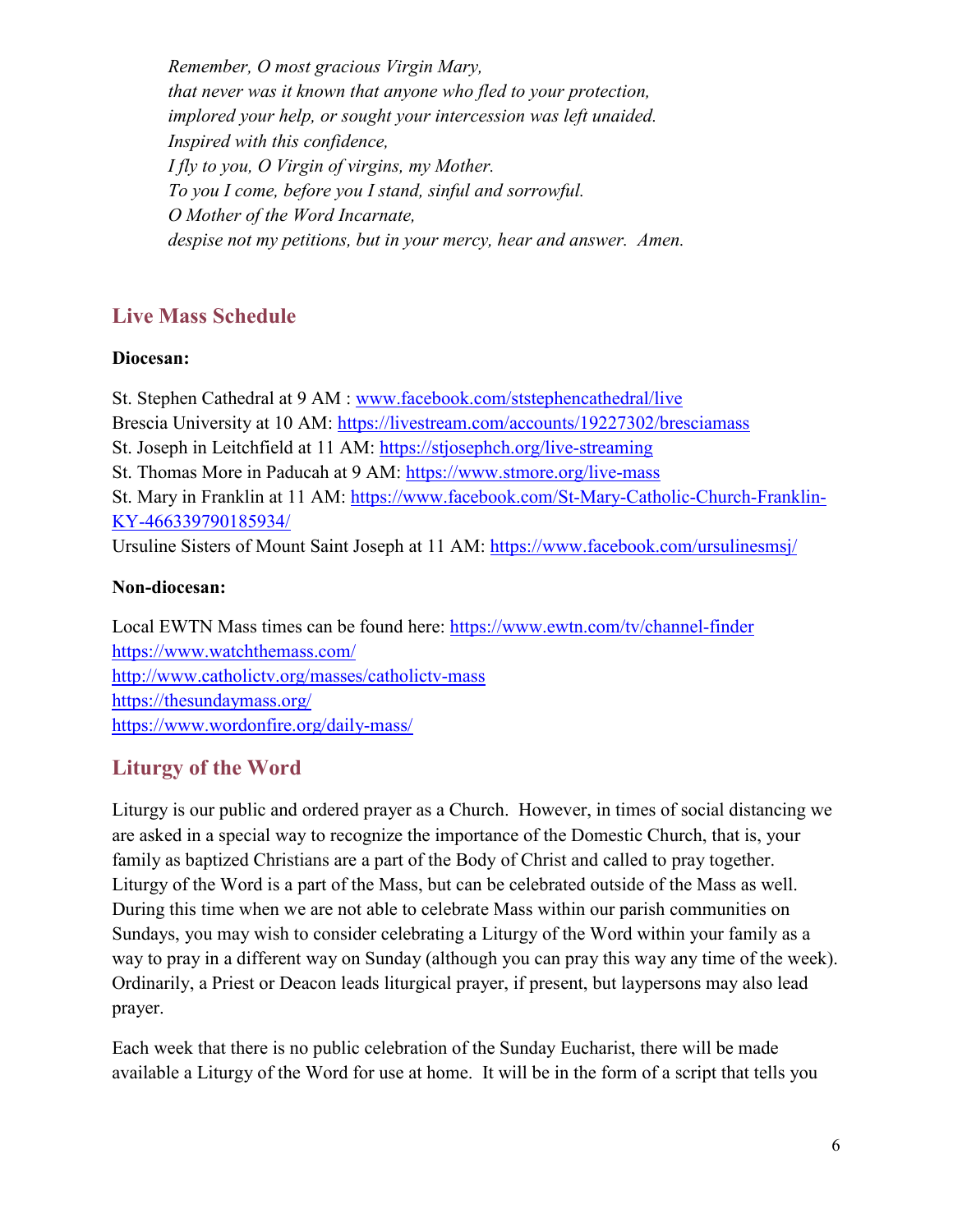*Remember, O most gracious Virgin Mary,*
*that never was it known that anyone who fled to your protection,*
*implored your help, or sought your intercession was left unaided.*
*Inspired with this confidence,*
*I fly to you, O Virgin of virgins, my Mother.*
*To you I come, before you I stand, sinful and sorrowful.*
*O Mother of the Word Incarnate,*
*despise not my petitions, but in your mercy, hear and answer. Amen.*

## Live Mass Schedule

**Diocesan:**

St. Stephen Cathedral at 9 AM : www.facebook.com/ststephencathedral/live
Brescia University at 10 AM: https://livestream.com/accounts/19227302/bresciamass
St. Joseph in Leitchfield at 11 AM: https://stjosephch.org/live-streaming
St. Thomas More in Paducah at 9 AM: https://www.stmore.org/live-mass
St. Mary in Franklin at 11 AM: https://www.facebook.com/St-Mary-Catholic-Church-Franklin-KY-466339790185934/
Ursuline Sisters of Mount Saint Joseph at 11 AM: https://www.facebook.com/ursulinesmsj/

**Non-diocesan:**

Local EWTN Mass times can be found here: https://www.ewtn.com/tv/channel-finder
https://www.watchthemass.com/
http://www.catholictv.org/masses/catholictv-mass
https://thesundaymass.org/
https://www.wordonfire.org/daily-mass/

## Liturgy of the Word

Liturgy is our public and ordered prayer as a Church. However, in times of social distancing we are asked in a special way to recognize the importance of the Domestic Church, that is, your family as baptized Christians are a part of the Body of Christ and called to pray together. Liturgy of the Word is a part of the Mass, but can be celebrated outside of the Mass as well. During this time when we are not able to celebrate Mass within our parish communities on Sundays, you may wish to consider celebrating a Liturgy of the Word within your family as a way to pray in a different way on Sunday (although you can pray this way any time of the week). Ordinarily, a Priest or Deacon leads liturgical prayer, if present, but laypersons may also lead prayer.

Each week that there is no public celebration of the Sunday Eucharist, there will be made available a Liturgy of the Word for use at home. It will be in the form of a script that tells you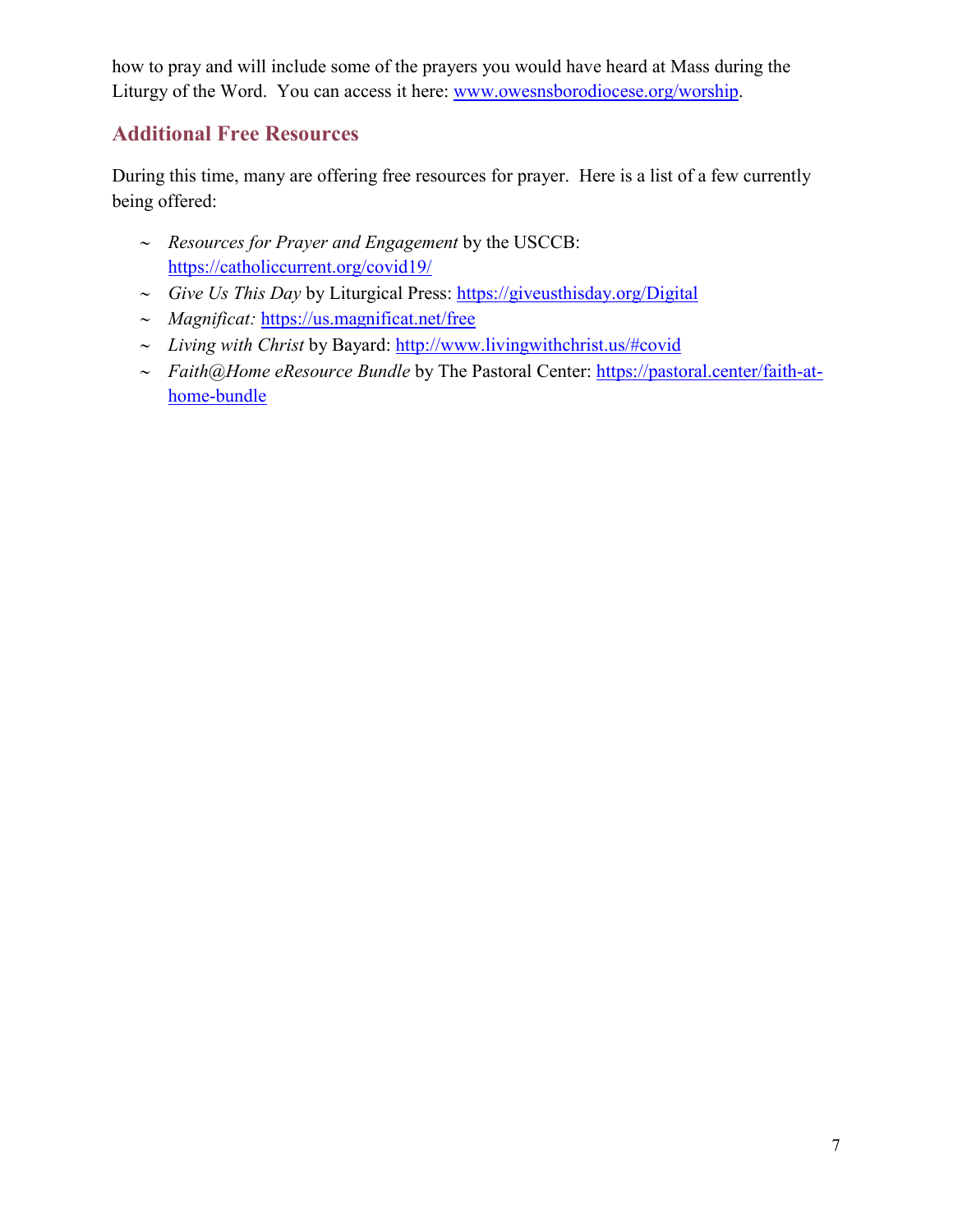how to pray and will include some of the prayers you would have heard at Mass during the Liturgy of the Word. You can access it here: www.owesnsborodiocese.org/worship.

## Additional Free Resources

During this time, many are offering free resources for prayer. Here is a list of a few currently being offered:

~ *Resources for Prayer and Engagement* by the USCCB: https://catholiccurrent.org/covid19/
~ *Give Us This Day* by Liturgical Press: https://giveusthisday.org/Digital
~ *Magnificat:* https://us.magnificat.net/free
~ *Living with Christ* by Bayard: http://www.livingwithchrist.us/#covid
~ *Faith@Home eResource Bundle* by The Pastoral Center: https://pastoral.center/faith-at-home-bundle